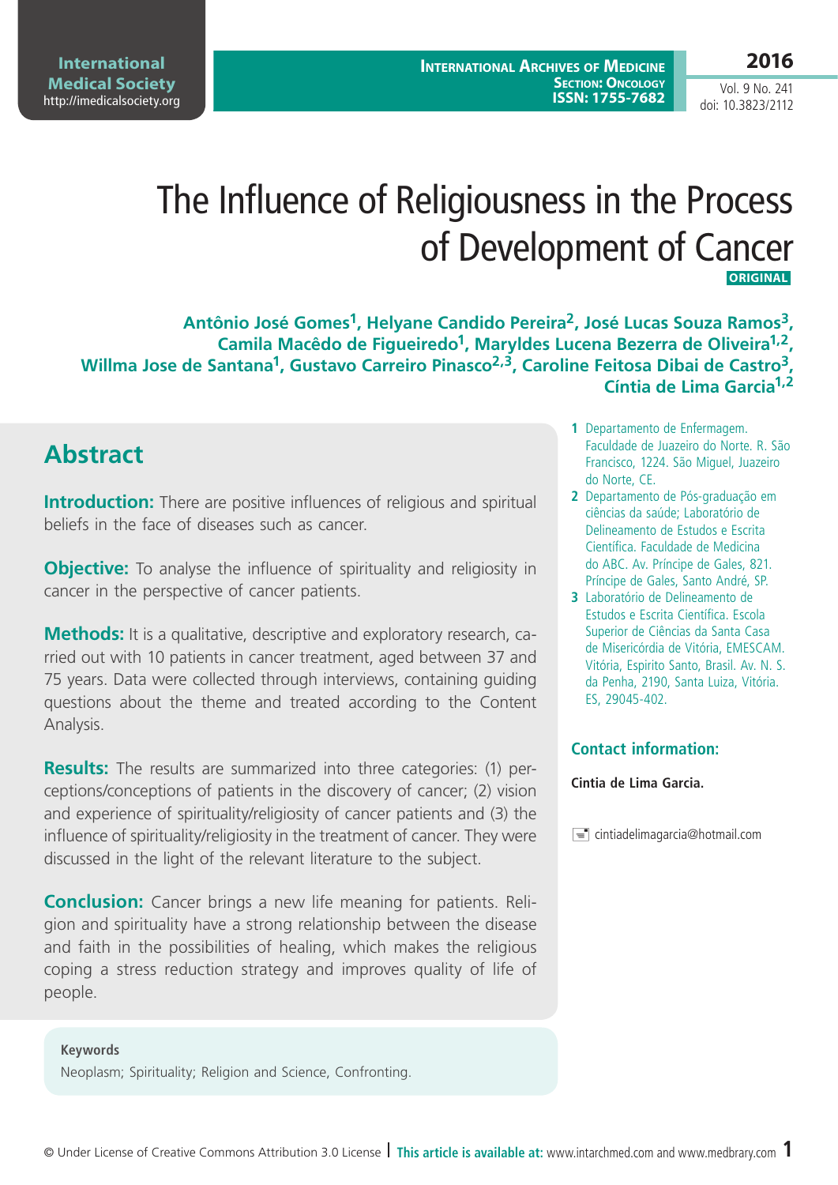# The Influence of Religiousness in the Process of Development of Cancer

**ORIGINAL**

**Antônio José Gomes[1], Helyane Candido Pereira[2], José Lucas Souza Ramos[3], Camila Macêdo de Figueiredo[1], Maryldes Lucena Bezerra de Oliveira[1,2], Willma Jose de Santana[1], Gustavo Carreiro Pinasco[2,3], Caroline Feitosa Dibai de Castro[3], Cíntia de Lima Garcia[1,2]**

1 Departamento de Enfermagem. Faculdade de Juazeiro do Norte. R. São Francisco, 1224. São Miguel, Juazeiro do Norte, CE.

2 Departamento de Pós-graduação em ciências da saúde; Laboratório de Delineamento de Estudos e Escrita Científica. Faculdade de Medicina do ABC. Av. Príncipe de Gales, 821. Príncipe de Gales, Santo André, SP.

3 Laboratório de Delineamento de Estudos e Escrita Científica. Escola Superior de Ciências da Santa Casa de Misericórdia de Vitória, EMESCAM. Vitória, Espirito Santo, Brasil. Av. N. S. da Penha, 2190, Santa Luiza, Vitória. ES, 29045-402.

## Abstract

**Introduction:** There are positive influences of religious and spiritual beliefs in the face of diseases such as cancer.

**Objective:** To analyse the influence of spirituality and religiosity in cancer in the perspective of cancer patients.

**Methods:** It is a qualitative, descriptive and exploratory research, carried out with 10 patients in cancer treatment, aged between 37 and 75 years. Data were collected through interviews, containing guiding questions about the theme and treated according to the Content Analysis.

**Results:** The results are summarized into three categories: (1) perceptions/conceptions of patients in the discovery of cancer; (2) vision and experience of spirituality/religiosity of cancer patients and (3) the influence of spirituality/religiosity in the treatment of cancer. They were discussed in the light of the relevant literature to the subject.

**Conclusion:** Cancer brings a new life meaning for patients. Religion and spirituality have a strong relationship between the disease and faith in the possibilities of healing, which makes the religious coping a stress reduction strategy and improves quality of life of people.

**Keywords**

Neoplasm; Spirituality; Religion and Science, Confronting.

### Contact information:

**Cintia de Lima Garcia.**

cintiadelimagarcia@hotmail.com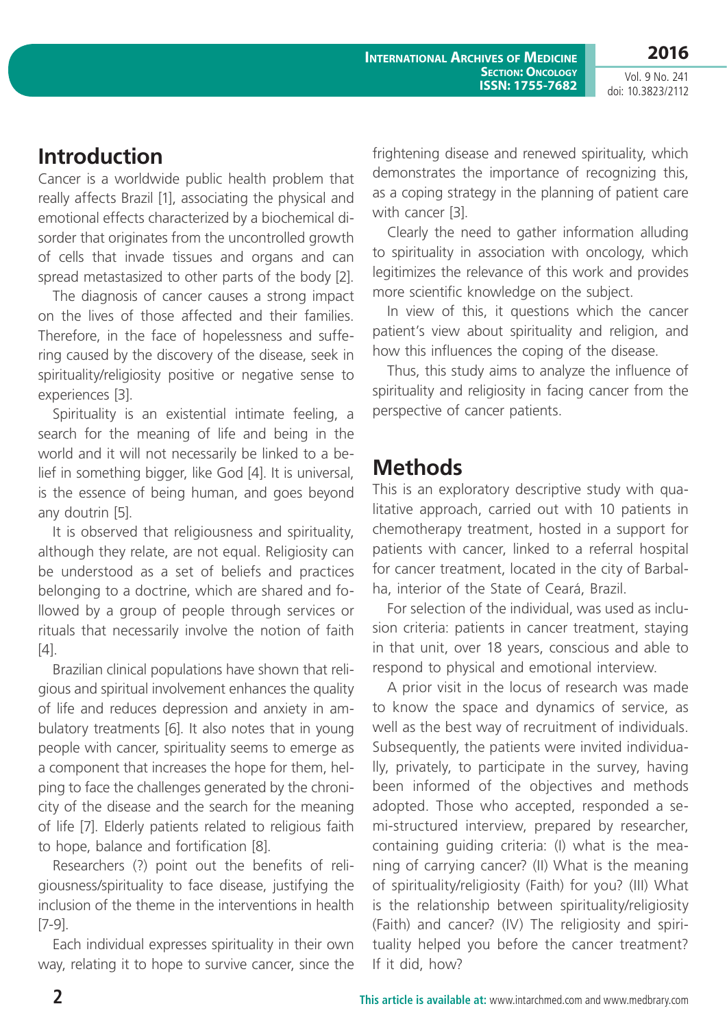## Introduction

Cancer is a worldwide public health problem that really affects Brazil [1], associating the physical and emotional effects characterized by a biochemical disorder that originates from the uncontrolled growth of cells that invade tissues and organs and can spread metastasized to other parts of the body [2].

The diagnosis of cancer causes a strong impact on the lives of those affected and their families. Therefore, in the face of hopelessness and suffering caused by the discovery of the disease, seek in spirituality/religiosity positive or negative sense to experiences [3].

Spirituality is an existential intimate feeling, a search for the meaning of life and being in the world and it will not necessarily be linked to a belief in something bigger, like God [4]. It is universal, is the essence of being human, and goes beyond any doutrin [5].

It is observed that religiousness and spirituality, although they relate, are not equal. Religiosity can be understood as a set of beliefs and practices belonging to a doctrine, which are shared and followed by a group of people through services or rituals that necessarily involve the notion of faith [4].

Brazilian clinical populations have shown that religious and spiritual involvement enhances the quality of life and reduces depression and anxiety in ambulatory treatments [6]. It also notes that in young people with cancer, spirituality seems to emerge as a component that increases the hope for them, helping to face the challenges generated by the chronicity of the disease and the search for the meaning of life [7]. Elderly patients related to religious faith to hope, balance and fortification [8].

Researchers (?) point out the benefits of religiousness/spirituality to face disease, justifying the inclusion of the theme in the interventions in health [7-9].

Each individual expresses spirituality in their own way, relating it to hope to survive cancer, since the frightening disease and renewed spirituality, which demonstrates the importance of recognizing this, as a coping strategy in the planning of patient care with cancer [3].

Clearly the need to gather information alluding to spirituality in association with oncology, which legitimizes the relevance of this work and provides more scientific knowledge on the subject.

In view of this, it questions which the cancer patient's view about spirituality and religion, and how this influences the coping of the disease.

Thus, this study aims to analyze the influence of spirituality and religiosity in facing cancer from the perspective of cancer patients.

## Methods

This is an exploratory descriptive study with qualitative approach, carried out with 10 patients in chemotherapy treatment, hosted in a support for patients with cancer, linked to a referral hospital for cancer treatment, located in the city of Barbalha, interior of the State of Ceará, Brazil.

For selection of the individual, was used as inclusion criteria: patients in cancer treatment, staying in that unit, over 18 years, conscious and able to respond to physical and emotional interview.

A prior visit in the locus of research was made to know the space and dynamics of service, as well as the best way of recruitment of individuals. Subsequently, the patients were invited individually, privately, to participate in the survey, having been informed of the objectives and methods adopted. Those who accepted, responded a semi-structured interview, prepared by researcher, containing guiding criteria: (I) what is the meaning of carrying cancer? (II) What is the meaning of spirituality/religiosity (Faith) for you? (III) What is the relationship between spirituality/religiosity (Faith) and cancer? (IV) The religiosity and spirituality helped you before the cancer treatment? If it did, how?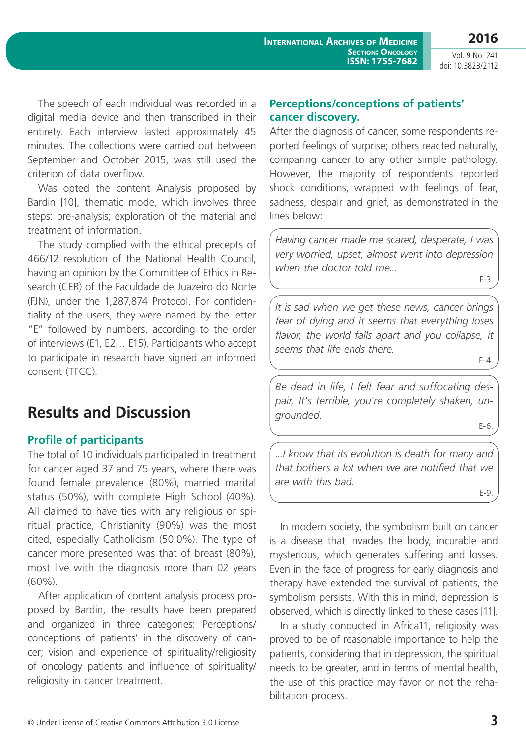The speech of each individual was recorded in a digital media device and then transcribed in their entirety. Each interview lasted approximately 45 minutes. The collections were carried out between September and October 2015, was still used the criterion of data overflow.

Was opted the content Analysis proposed by Bardin [10], thematic mode, which involves three steps: pre-analysis; exploration of the material and treatment of information.

The study complied with the ethical precepts of 466/12 resolution of the National Health Council, having an opinion by the Committee of Ethics in Research (CER) of the Faculdade de Juazeiro do Norte (FJN), under the 1,287,874 Protocol. For confidentiality of the users, they were named by the letter "E" followed by numbers, according to the order of interviews (E1, E2… E15). Participants who accept to participate in research have signed an informed consent (TFCC).

## Results and Discussion

### Profile of participants

The total of 10 individuals participated in treatment for cancer aged 37 and 75 years, where there was found female prevalence (80%), married marital status (50%), with complete High School (40%). All claimed to have ties with any religious or spiritual practice, Christianity (90%) was the most cited, especially Catholicism (50.0%). The type of cancer more presented was that of breast (80%), most live with the diagnosis more than 02 years (60%).

After application of content analysis process proposed by Bardin, the results have been prepared and organized in three categories: Perceptions/conceptions of patients' in the discovery of cancer; vision and experience of spirituality/religiosity of oncology patients and influence of spirituality/religiosity in cancer treatment.

### Perceptions/conceptions of patients' cancer discovery.

After the diagnosis of cancer, some respondents reported feelings of surprise; others reacted naturally, comparing cancer to any other simple pathology. However, the majority of respondents reported shock conditions, wrapped with feelings of fear, sadness, despair and grief, as demonstrated in the lines below:

> *Having cancer made me scared, desperate, I was very worried, upset, almost went into depression when the doctor told me…*
>
> E-3.

> *It is sad when we get these news, cancer brings fear of dying and it seems that everything loses flavor, the world falls apart and you collapse, it seems that life ends there.*
>
> E-4.

> *Be dead in life, I felt fear and suffocating despair, It's terrible, you're completely shaken, ungrounded.*
>
> E-6.

> *…I know that its evolution is death for many and that bothers a lot when we are notified that we are with this bad.*
>
> E-9.

In modern society, the symbolism built on cancer is a disease that invades the body, incurable and mysterious, which generates suffering and losses. Even in the face of progress for early diagnosis and therapy have extended the survival of patients, the symbolism persists. With this in mind, depression is observed, which is directly linked to these cases [11].

In a study conducted in Africa11, religiosity was proved to be of reasonable importance to help the patients, considering that in depression, the spiritual needs to be greater, and in terms of mental health, the use of this practice may favor or not the rehabilitation process.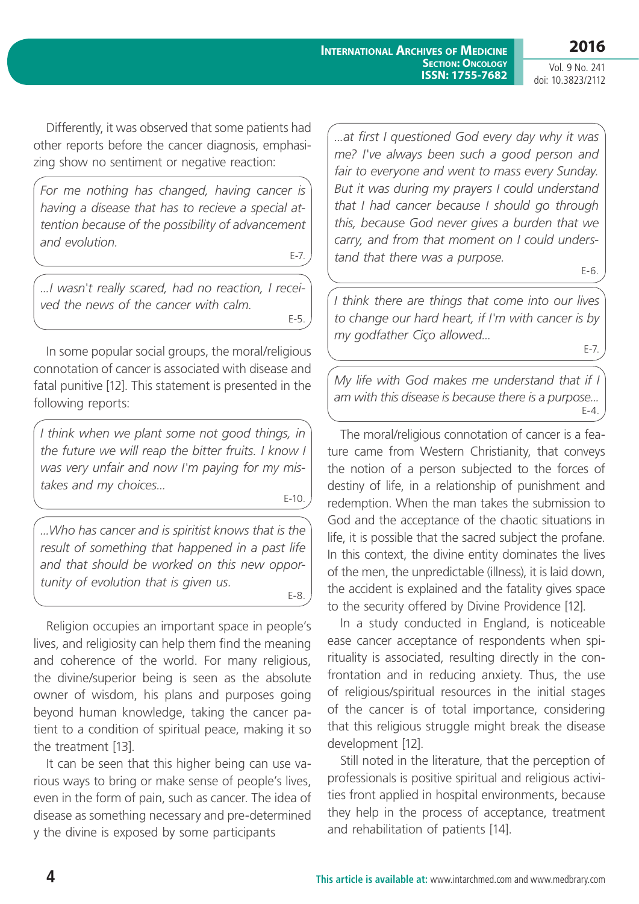Differently, it was observed that some patients had other reports before the cancer diagnosis, emphasizing show no sentiment or negative reaction:

> *For me nothing has changed, having cancer is having a disease that has to recieve a special attention because of the possibility of advancement and evolution.*
>
> E-7.

> *...I wasn't really scared, had no reaction, I received the news of the cancer with calm.*
>
> E-5.

In some popular social groups, the moral/religious connotation of cancer is associated with disease and fatal punitive [12]. This statement is presented in the following reports:

> *I think when we plant some not good things, in the future we will reap the bitter fruits. I know I was very unfair and now I'm paying for my mistakes and my choices...*
>
> E-10.

> *...Who has cancer and is spiritist knows that is the result of something that happened in a past life and that should be worked on this new opportunity of evolution that is given us.*
>
> E-8.

Religion occupies an important space in people's lives, and religiosity can help them find the meaning and coherence of the world. For many religious, the divine/superior being is seen as the absolute owner of wisdom, his plans and purposes going beyond human knowledge, taking the cancer patient to a condition of spiritual peace, making it so the treatment [13].

It can be seen that this higher being can use various ways to bring or make sense of people's lives, even in the form of pain, such as cancer. The idea of disease as something necessary and pre-determined y the divine is exposed by some participants

> *...at first I questioned God every day why it was me? I've always been such a good person and fair to everyone and went to mass every Sunday. But it was during my prayers I could understand that I had cancer because I should go through this, because God never gives a burden that we carry, and from that moment on I could understand that there was a purpose.*
>
> E-6.

> *I think there are things that come into our lives to change our hard heart, if I'm with cancer is by my godfather Ciço allowed...*
>
> E-7.

> *My life with God makes me understand that if I am with this disease is because there is a purpose...*
>
> E-4.

The moral/religious connotation of cancer is a feature came from Western Christianity, that conveys the notion of a person subjected to the forces of destiny of life, in a relationship of punishment and redemption. When the man takes the submission to God and the acceptance of the chaotic situations in life, it is possible that the sacred subject the profane. In this context, the divine entity dominates the lives of the men, the unpredictable (illness), it is laid down, the accident is explained and the fatality gives space to the security offered by Divine Providence [12].

In a study conducted in England, is noticeable ease cancer acceptance of respondents when spirituality is associated, resulting directly in the confrontation and in reducing anxiety. Thus, the use of religious/spiritual resources in the initial stages of the cancer is of total importance, considering that this religious struggle might break the disease development [12].

Still noted in the literature, that the perception of professionals is positive spiritual and religious activities front applied in hospital environments, because they help in the process of acceptance, treatment and rehabilitation of patients [14].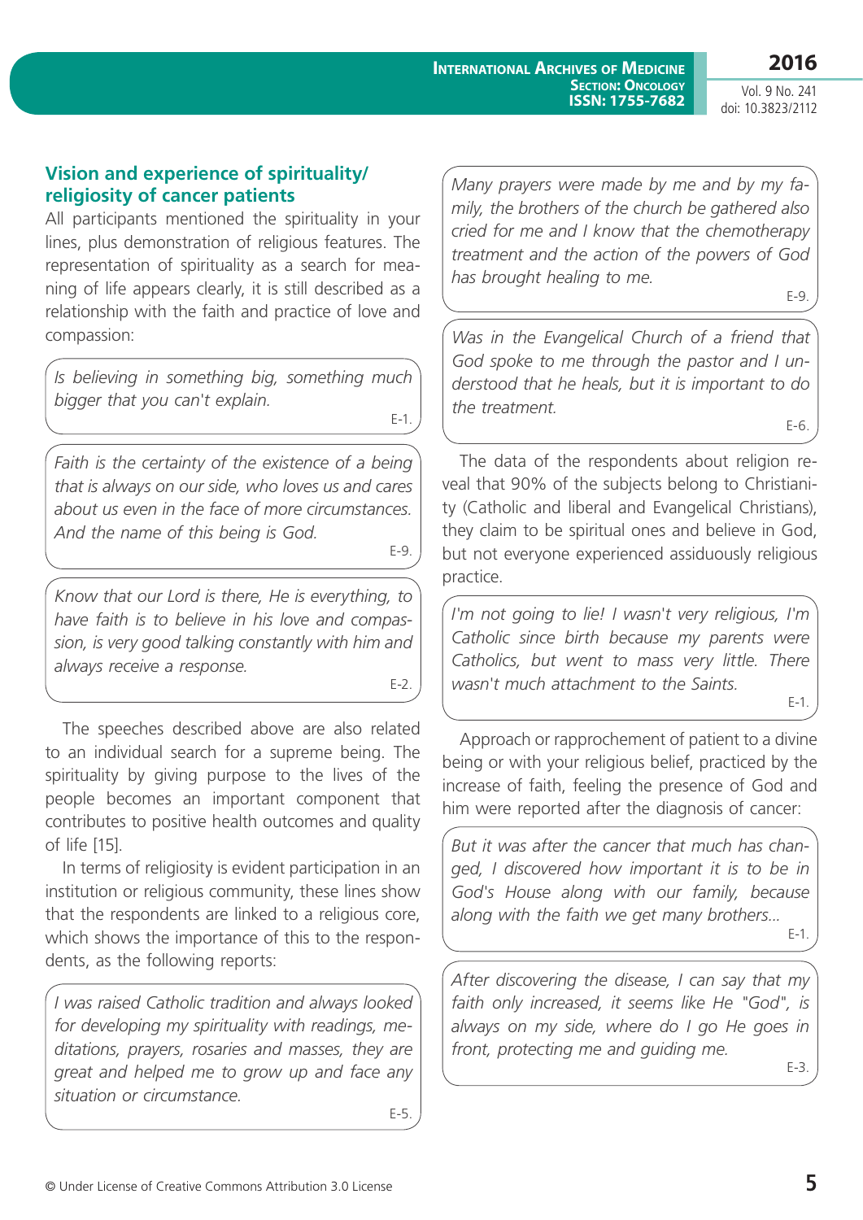## Vision and experience of spirituality/religiosity of cancer patients

All participants mentioned the spirituality in your lines, plus demonstration of religious features. The representation of spirituality as a search for meaning of life appears clearly, it is still described as a relationship with the faith and practice of love and compassion:

> *Is believing in something big, something much bigger that you can't explain.*
>
> E-1.

> *Faith is the certainty of the existence of a being that is always on our side, who loves us and cares about us even in the face of more circumstances. And the name of this being is God.*
>
> E-9.

> *Know that our Lord is there, He is everything, to have faith is to believe in his love and compassion, is very good talking constantly with him and always receive a response.*
>
> E-2.

The speeches described above are also related to an individual search for a supreme being. The spirituality by giving purpose to the lives of the people becomes an important component that contributes to positive health outcomes and quality of life [15].

In terms of religiosity is evident participation in an institution or religious community, these lines show that the respondents are linked to a religious core, which shows the importance of this to the respondents, as the following reports:

> *I was raised Catholic tradition and always looked for developing my spirituality with readings, meditations, prayers, rosaries and masses, they are great and helped me to grow up and face any situation or circumstance.*
>
> E-5.

> *Many prayers were made by me and by my family, the brothers of the church be gathered also cried for me and I know that the chemotherapy treatment and the action of the powers of God has brought healing to me.*
>
> E-9.

> *Was in the Evangelical Church of a friend that God spoke to me through the pastor and I understood that he heals, but it is important to do the treatment.*
>
> E-6.

The data of the respondents about religion reveal that 90% of the subjects belong to Christianity (Catholic and liberal and Evangelical Christians), they claim to be spiritual ones and believe in God, but not everyone experienced assiduously religious practice.

> *I'm not going to lie! I wasn't very religious, I'm Catholic since birth because my parents were Catholics, but went to mass very little. There wasn't much attachment to the Saints.*
>
> E-1.

Approach or rapprochement of patient to a divine being or with your religious belief, practiced by the increase of faith, feeling the presence of God and him were reported after the diagnosis of cancer:

> *But it was after the cancer that much has changed, I discovered how important it is to be in God's House along with our family, because along with the faith we get many brothers...*
>
> E-1.

> *After discovering the disease, I can say that my faith only increased, it seems like He "God", is always on my side, where do I go He goes in front, protecting me and guiding me.*
>
> E-3.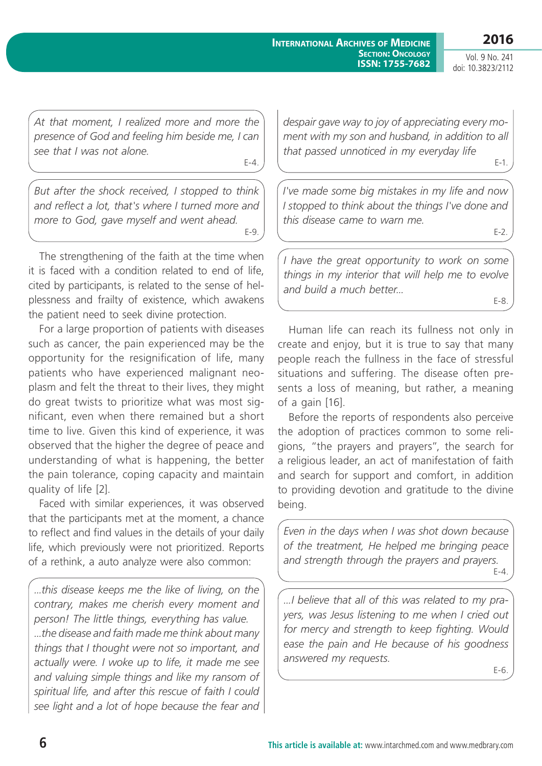> *At that moment, I realized more and more the presence of God and feeling him beside me, I can see that I was not alone.*
>
> E-4.

> *But after the shock received, I stopped to think and reflect a lot, that's where I turned more and more to God, gave myself and went ahead.*
>
> E-9.

The strengthening of the faith at the time when it is faced with a condition related to end of life, cited by participants, is related to the sense of helplessness and frailty of existence, which awakens the patient need to seek divine protection.

For a large proportion of patients with diseases such as cancer, the pain experienced may be the opportunity for the resignification of life, many patients who have experienced malignant neoplasm and felt the threat to their lives, they might do great twists to prioritize what was most significant, even when there remained but a short time to live. Given this kind of experience, it was observed that the higher the degree of peace and understanding of what is happening, the better the pain tolerance, coping capacity and maintain quality of life [2].

Faced with similar experiences, it was observed that the participants met at the moment, a chance to reflect and find values in the details of your daily life, which previously were not prioritized. Reports of a rethink, a auto analyze were also common:

> *...this disease keeps me the like of living, on the contrary, makes me cherish every moment and person! The little things, everything has value.*
> *...the disease and faith made me think about many things that I thought were not so important, and actually were. I woke up to life, it made me see and valuing simple things and like my ransom of spiritual life, and after this rescue of faith I could see light and a lot of hope because the fear and despair gave way to joy of appreciating every moment with my son and husband, in addition to all that passed unnoticed in my everyday life*
>
> E-1.

> *I've made some big mistakes in my life and now I stopped to think about the things I've done and this disease came to warn me.*
>
> E-2.

> *I have the great opportunity to work on some things in my interior that will help me to evolve and build a much better...*
>
> E-8.

Human life can reach its fullness not only in create and enjoy, but it is true to say that many people reach the fullness in the face of stressful situations and suffering. The disease often presents a loss of meaning, but rather, a meaning of a gain [16].

Before the reports of respondents also perceive the adoption of practices common to some religions, "the prayers and prayers", the search for a religious leader, an act of manifestation of faith and search for support and comfort, in addition to providing devotion and gratitude to the divine being.

> *Even in the days when I was shot down because of the treatment, He helped me bringing peace and strength through the prayers and prayers.*
>
> E-4.

> *...I believe that all of this was related to my prayers, was Jesus listening to me when I cried out for mercy and strength to keep fighting. Would ease the pain and He because of his goodness answered my requests.*
>
> E-6.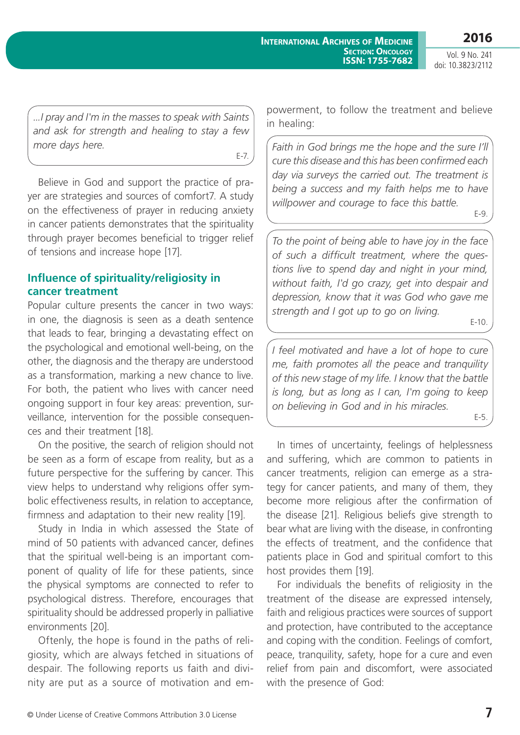> *...I pray and I'm in the masses to speak with Saints and ask for strength and healing to stay a few more days here.*
>
> E-7.

Believe in God and support the practice of prayer are strategies and sources of comfort7. A study on the effectiveness of prayer in reducing anxiety in cancer patients demonstrates that the spirituality through prayer becomes beneficial to trigger relief of tensions and increase hope [17].

## Influence of spirituality/religiosity in cancer treatment

Popular culture presents the cancer in two ways: in one, the diagnosis is seen as a death sentence that leads to fear, bringing a devastating effect on the psychological and emotional well-being, on the other, the diagnosis and the therapy are understood as a transformation, marking a new chance to live. For both, the patient who lives with cancer need ongoing support in four key areas: prevention, surveillance, intervention for the possible consequences and their treatment [18].

On the positive, the search of religion should not be seen as a form of escape from reality, but as a future perspective for the suffering by cancer. This view helps to understand why religions offer symbolic effectiveness results, in relation to acceptance, firmness and adaptation to their new reality [19].

Study in India in which assessed the State of mind of 50 patients with advanced cancer, defines that the spiritual well-being is an important component of quality of life for these patients, since the physical symptoms are connected to refer to psychological distress. Therefore, encourages that spirituality should be addressed properly in palliative environments [20].

Oftenly, the hope is found in the paths of religiosity, which are always fetched in situations of despair. The following reports us faith and divinity are put as a source of motivation and empowerment, to follow the treatment and believe in healing:

> *Faith in God brings me the hope and the sure I'll cure this disease and this has been confirmed each day via surveys the carried out. The treatment is being a success and my faith helps me to have willpower and courage to face this battle.*
>
> E-9.

> *To the point of being able to have joy in the face of such a difficult treatment, where the questions live to spend day and night in your mind, without faith, I'd go crazy, get into despair and depression, know that it was God who gave me strength and I got up to go on living.*
>
> E-10.

> *I feel motivated and have a lot of hope to cure me, faith promotes all the peace and tranquility of this new stage of my life. I know that the battle is long, but as long as I can, I'm going to keep on believing in God and in his miracles.*
>
> E-5.

In times of uncertainty, feelings of helplessness and suffering, which are common to patients in cancer treatments, religion can emerge as a strategy for cancer patients, and many of them, they become more religious after the confirmation of the disease [21]. Religious beliefs give strength to bear what are living with the disease, in confronting the effects of treatment, and the confidence that patients place in God and spiritual comfort to this host provides them [19].

For individuals the benefits of religiosity in the treatment of the disease are expressed intensely, faith and religious practices were sources of support and protection, have contributed to the acceptance and coping with the condition. Feelings of comfort, peace, tranquility, safety, hope for a cure and even relief from pain and discomfort, were associated with the presence of God: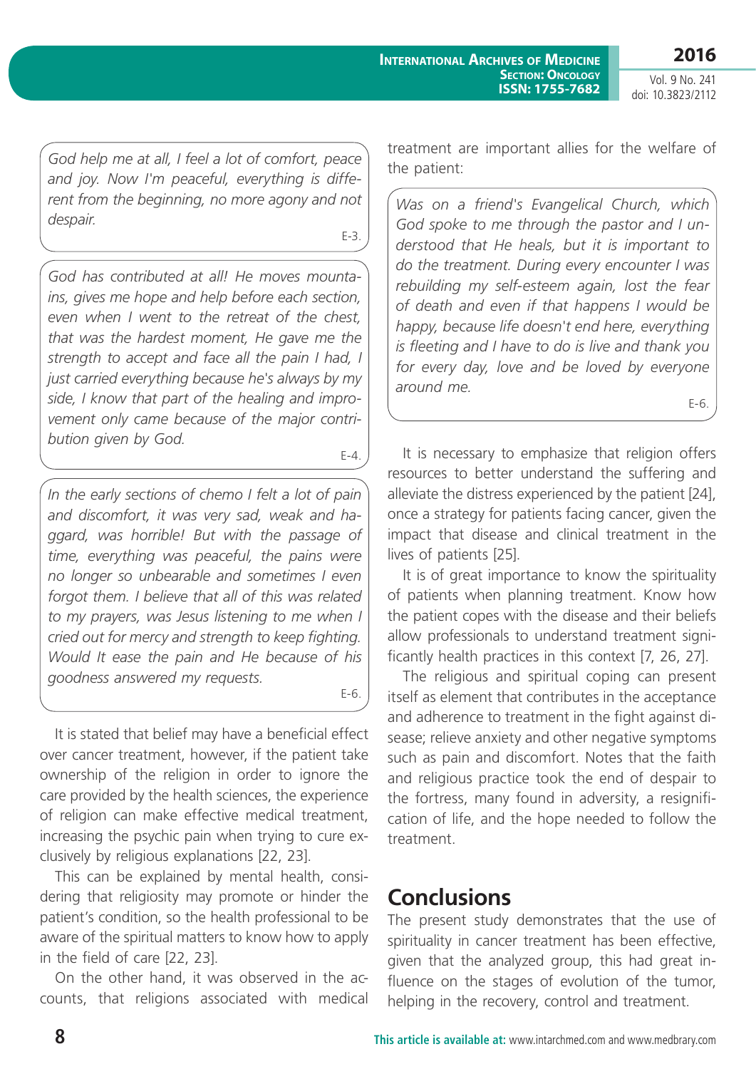*God help me at all, I feel a lot of comfort, peace and joy. Now I'm peaceful, everything is different from the beginning, no more agony and not despair.*

E-3.

*God has contributed at all! He moves mountains, gives me hope and help before each section, even when I went to the retreat of the chest, that was the hardest moment, He gave me the strength to accept and face all the pain I had, I just carried everything because he's always by my side, I know that part of the healing and improvement only came because of the major contribution given by God.*

E-4.

*In the early sections of chemo I felt a lot of pain and discomfort, it was very sad, weak and haggard, was horrible! But with the passage of time, everything was peaceful, the pains were no longer so unbearable and sometimes I even forgot them. I believe that all of this was related to my prayers, was Jesus listening to me when I cried out for mercy and strength to keep fighting. Would It ease the pain and He because of his goodness answered my requests.*

E-6.

It is stated that belief may have a beneficial effect over cancer treatment, however, if the patient take ownership of the religion in order to ignore the care provided by the health sciences, the experience of religion can make effective medical treatment, increasing the psychic pain when trying to cure exclusively by religious explanations [22, 23].

This can be explained by mental health, considering that religiosity may promote or hinder the patient's condition, so the health professional to be aware of the spiritual matters to know how to apply in the field of care [22, 23].

On the other hand, it was observed in the accounts, that religions associated with medical treatment are important allies for the welfare of the patient:

*Was on a friend's Evangelical Church, which God spoke to me through the pastor and I understood that He heals, but it is important to do the treatment. During every encounter I was rebuilding my self-esteem again, lost the fear of death and even if that happens I would be happy, because life doesn't end here, everything is fleeting and I have to do is live and thank you for every day, love and be loved by everyone around me.*

E-6.

It is necessary to emphasize that religion offers resources to better understand the suffering and alleviate the distress experienced by the patient [24], once a strategy for patients facing cancer, given the impact that disease and clinical treatment in the lives of patients [25].

It is of great importance to know the spirituality of patients when planning treatment. Know how the patient copes with the disease and their beliefs allow professionals to understand treatment significantly health practices in this context [7, 26, 27].

The religious and spiritual coping can present itself as element that contributes in the acceptance and adherence to treatment in the fight against disease; relieve anxiety and other negative symptoms such as pain and discomfort. Notes that the faith and religious practice took the end of despair to the fortress, many found in adversity, a resignification of life, and the hope needed to follow the treatment.

## Conclusions

The present study demonstrates that the use of spirituality in cancer treatment has been effective, given that the analyzed group, this had great influence on the stages of evolution of the tumor, helping in the recovery, control and treatment.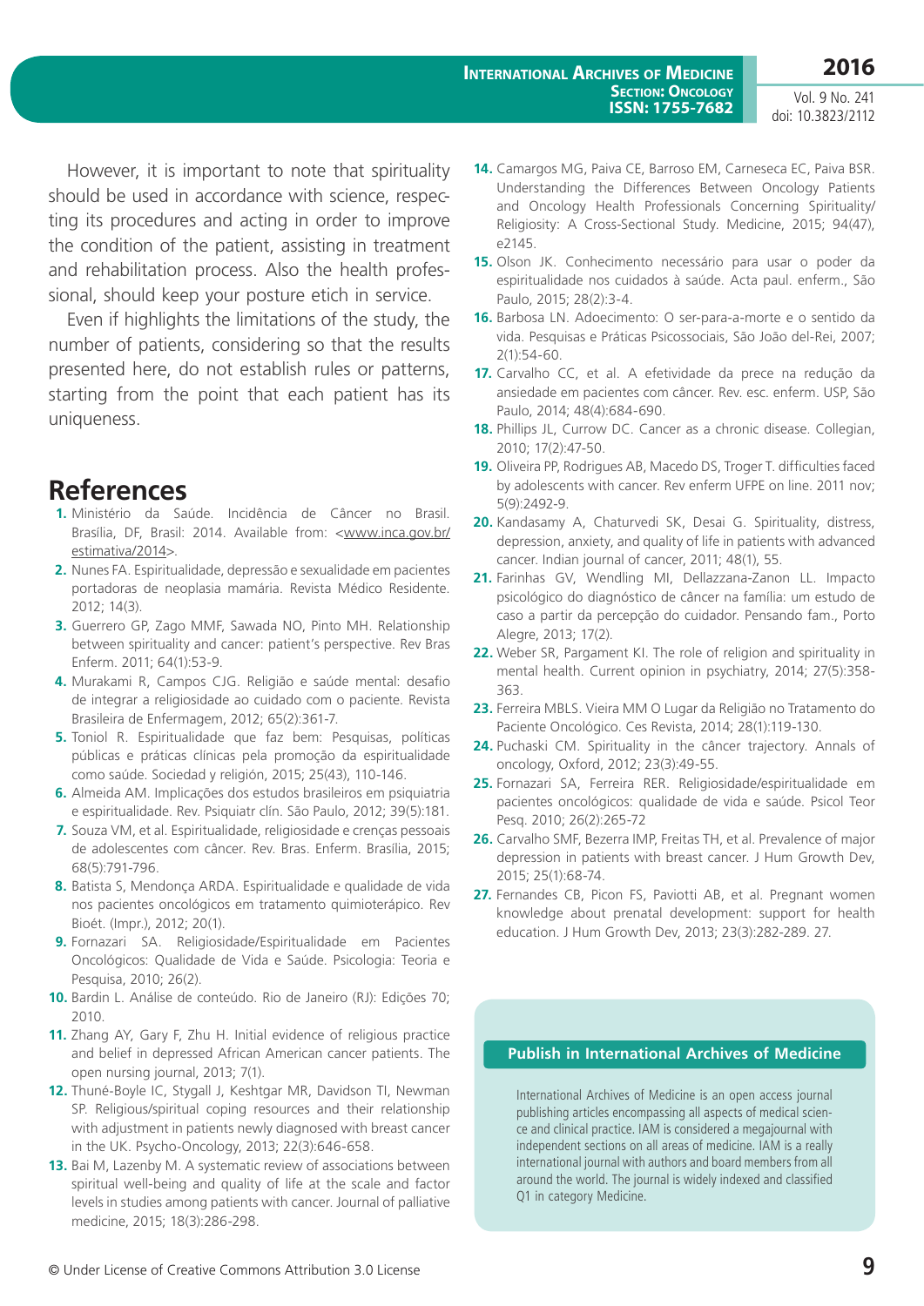However, it is important to note that spirituality should be used in accordance with science, respecting its procedures and acting in order to improve the condition of the patient, assisting in treatment and rehabilitation process. Also the health professional, should keep your posture etich in service.

Even if highlights the limitations of the study, the number of patients, considering so that the results presented here, do not establish rules or patterns, starting from the point that each patient has its uniqueness.

## References

1. Ministério da Saúde. Incidência de Câncer no Brasil. Brasília, DF, Brasil: 2014. Available from: <www.inca.gov.br/estimativa/2014>.
2. Nunes FA. Espiritualidade, depressão e sexualidade em pacientes portadoras de neoplasia mamária. Revista Médico Residente. 2012; 14(3).
3. Guerrero GP, Zago MMF, Sawada NO, Pinto MH. Relationship between spirituality and cancer: patient's perspective. Rev Bras Enferm. 2011; 64(1):53-9.
4. Murakami R, Campos CJG. Religião e saúde mental: desafio de integrar a religiosidade ao cuidado com o paciente. Revista Brasileira de Enfermagem, 2012; 65(2):361-7.
5. Toniol R. Espiritualidade que faz bem: Pesquisas, políticas públicas e práticas clínicas pela promoção da espiritualidade como saúde. Sociedad y religión, 2015; 25(43), 110-146.
6. Almeida AM. Implicações dos estudos brasileiros em psiquiatria e espiritualidade. Rev. Psiquiatr clín. São Paulo, 2012; 39(5):181.
7. Souza VM, et al. Espiritualidade, religiosidade e crenças pessoais de adolescentes com câncer. Rev. Bras. Enferm. Brasília, 2015; 68(5):791-796.
8. Batista S, Mendonça ARDA. Espiritualidade e qualidade de vida nos pacientes oncológicos em tratamento quimioterápico. Rev Bioét. (Impr.), 2012; 20(1).
9. Fornazari SA. Religiosidade/Espiritualidade em Pacientes Oncológicos: Qualidade de Vida e Saúde. Psicologia: Teoria e Pesquisa, 2010; 26(2).
10. Bardin L. Análise de conteúdo. Rio de Janeiro (RJ): Edições 70; 2010.
11. Zhang AY, Gary F, Zhu H. Initial evidence of religious practice and belief in depressed African American cancer patients. The open nursing journal, 2013; 7(1).
12. Thuné-Boyle IC, Stygall J, Keshtgar MR, Davidson TI, Newman SP. Religious/spiritual coping resources and their relationship with adjustment in patients newly diagnosed with breast cancer in the UK. Psycho-Oncology, 2013; 22(3):646-658.
13. Bai M, Lazenby M. A systematic review of associations between spiritual well-being and quality of life at the scale and factor levels in studies among patients with cancer. Journal of palliative medicine, 2015; 18(3):286-298.
14. Camargos MG, Paiva CE, Barroso EM, Carneseca EC, Paiva BSR. Understanding the Differences Between Oncology Patients and Oncology Health Professionals Concerning Spirituality/Religiosity: A Cross-Sectional Study. Medicine, 2015; 94(47), e2145.
15. Olson JK. Conhecimento necessário para usar o poder da espiritualidade nos cuidados à saúde. Acta paul. enferm., São Paulo, 2015; 28(2):3-4.
16. Barbosa LN. Adoecimento: O ser-para-a-morte e o sentido da vida. Pesquisas e Práticas Psicossociais, São João del-Rei, 2007; 2(1):54-60.
17. Carvalho CC, et al. A efetividade da prece na redução da ansiedade em pacientes com câncer. Rev. esc. enferm. USP, São Paulo, 2014; 48(4):684-690.
18. Phillips JL, Currow DC. Cancer as a chronic disease. Collegian, 2010; 17(2):47-50.
19. Oliveira PP, Rodrigues AB, Macedo DS, Troger T. difficulties faced by adolescents with cancer. Rev enferm UFPE on line. 2011 nov; 5(9):2492-9.
20. Kandasamy A, Chaturvedi SK, Desai G. Spirituality, distress, depression, anxiety, and quality of life in patients with advanced cancer. Indian journal of cancer, 2011; 48(1), 55.
21. Farinhas GV, Wendling MI, Dellazzana-Zanon LL. Impacto psicológico do diagnóstico de câncer na família: um estudo de caso a partir da percepção do cuidador. Pensando fam., Porto Alegre, 2013; 17(2).
22. Weber SR, Pargament KI. The role of religion and spirituality in mental health. Current opinion in psychiatry, 2014; 27(5):358-363.
23. Ferreira MBLS. Vieira MM O Lugar da Religião no Tratamento do Paciente Oncológico. Ces Revista, 2014; 28(1):119-130.
24. Puchaski CM. Spirituality in the câncer trajectory. Annals of oncology, Oxford, 2012; 23(3):49-55.
25. Fornazari SA, Ferreira RER. Religiosidade/espiritualidade em pacientes oncológicos: qualidade de vida e saúde. Psicol Teor Pesq. 2010; 26(2):265-72
26. Carvalho SMF, Bezerra IMP, Freitas TH, et al. Prevalence of major depression in patients with breast cancer. J Hum Growth Dev, 2015; 25(1):68-74.
27. Fernandes CB, Picon FS, Paviotti AB, et al. Pregnant women knowledge about prenatal development: support for health education. J Hum Growth Dev, 2013; 23(3):282-289. 27.

**Publish in International Archives of Medicine**

International Archives of Medicine is an open access journal publishing articles encompassing all aspects of medical science and clinical practice. IAM is considered a megajournal with independent sections on all areas of medicine. IAM is a really international journal with authors and board members from all around the world. The journal is widely indexed and classified Q1 in category Medicine.